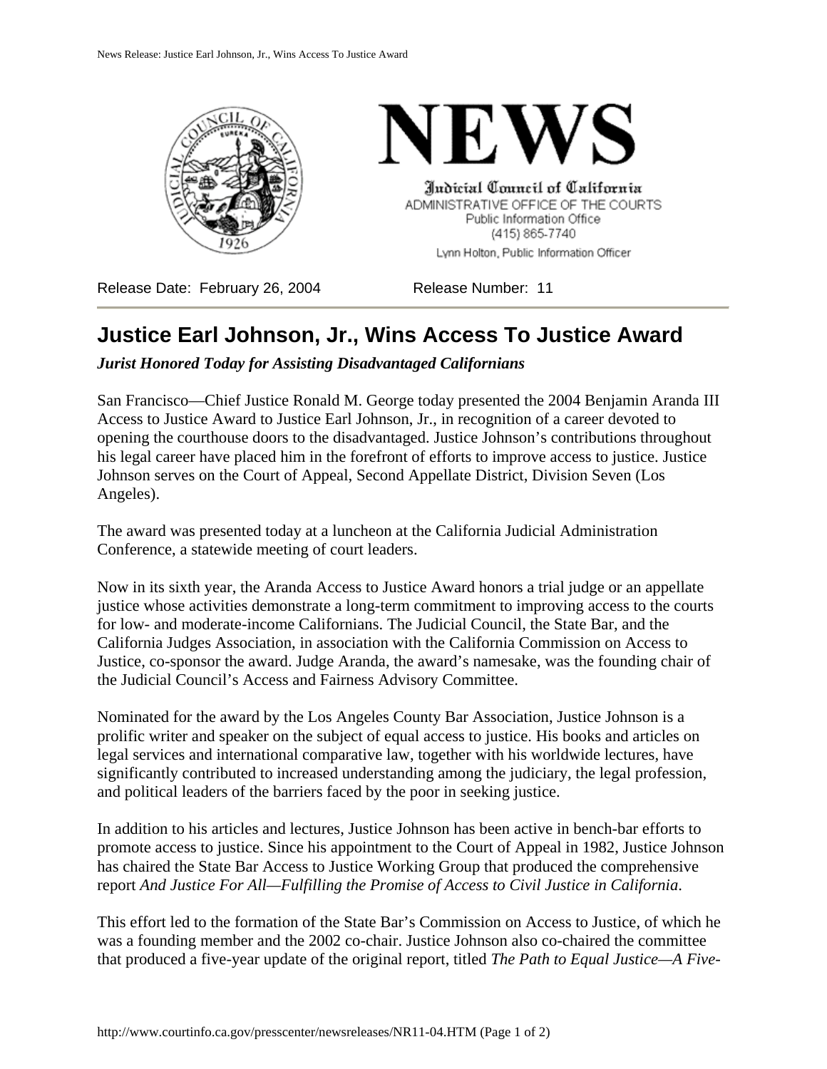# NEWS

Judicial Council of California
ADMINISTRATIVE OFFICE OF THE COURTS
Public Information Office
(415) 865-7740
Lynn Holton, Public Information Officer

Release Date: February 26, 2004 Release Number: 11

## Justice Earl Johnson, Jr., Wins Access To Justice Award

***Jurist Honored Today for Assisting Disadvantaged Californians***

San Francisco—Chief Justice Ronald M. George today presented the 2004 Benjamin Aranda III Access to Justice Award to Justice Earl Johnson, Jr., in recognition of a career devoted to opening the courthouse doors to the disadvantaged. Justice Johnson's contributions throughout his legal career have placed him in the forefront of efforts to improve access to justice. Justice Johnson serves on the Court of Appeal, Second Appellate District, Division Seven (Los Angeles).

The award was presented today at a luncheon at the California Judicial Administration Conference, a statewide meeting of court leaders.

Now in its sixth year, the Aranda Access to Justice Award honors a trial judge or an appellate justice whose activities demonstrate a long-term commitment to improving access to the courts for low- and moderate-income Californians. The Judicial Council, the State Bar, and the California Judges Association, in association with the California Commission on Access to Justice, co-sponsor the award. Judge Aranda, the award's namesake, was the founding chair of the Judicial Council's Access and Fairness Advisory Committee.

Nominated for the award by the Los Angeles County Bar Association, Justice Johnson is a prolific writer and speaker on the subject of equal access to justice. His books and articles on legal services and international comparative law, together with his worldwide lectures, have significantly contributed to increased understanding among the judiciary, the legal profession, and political leaders of the barriers faced by the poor in seeking justice.

In addition to his articles and lectures, Justice Johnson has been active in bench-bar efforts to promote access to justice. Since his appointment to the Court of Appeal in 1982, Justice Johnson has chaired the State Bar Access to Justice Working Group that produced the comprehensive report *And Justice For All—Fulfilling the Promise of Access to Civil Justice in California*.

This effort led to the formation of the State Bar's Commission on Access to Justice, of which he was a founding member and the 2002 co-chair. Justice Johnson also co-chaired the committee that produced a five-year update of the original report, titled *The Path to Equal Justice—A Five-*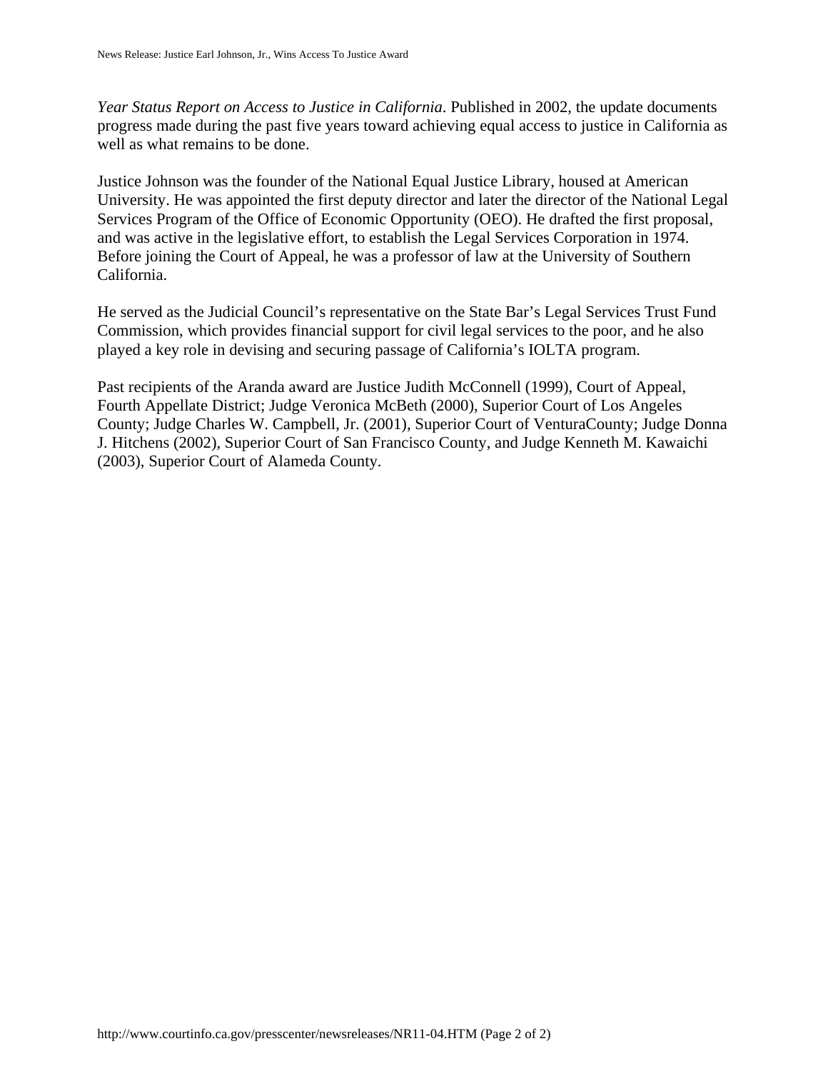*Year Status Report on Access to Justice in California*. Published in 2002, the update documents progress made during the past five years toward achieving equal access to justice in California as well as what remains to be done.

Justice Johnson was the founder of the National Equal Justice Library, housed at American University. He was appointed the first deputy director and later the director of the National Legal Services Program of the Office of Economic Opportunity (OEO). He drafted the first proposal, and was active in the legislative effort, to establish the Legal Services Corporation in 1974. Before joining the Court of Appeal, he was a professor of law at the University of Southern California.

He served as the Judicial Council's representative on the State Bar's Legal Services Trust Fund Commission, which provides financial support for civil legal services to the poor, and he also played a key role in devising and securing passage of California's IOLTA program.

Past recipients of the Aranda award are Justice Judith McConnell (1999), Court of Appeal, Fourth Appellate District; Judge Veronica McBeth (2000), Superior Court of Los Angeles County; Judge Charles W. Campbell, Jr. (2001), Superior Court of VenturaCounty; Judge Donna J. Hitchens (2002), Superior Court of San Francisco County, and Judge Kenneth M. Kawaichi (2003), Superior Court of Alameda County.